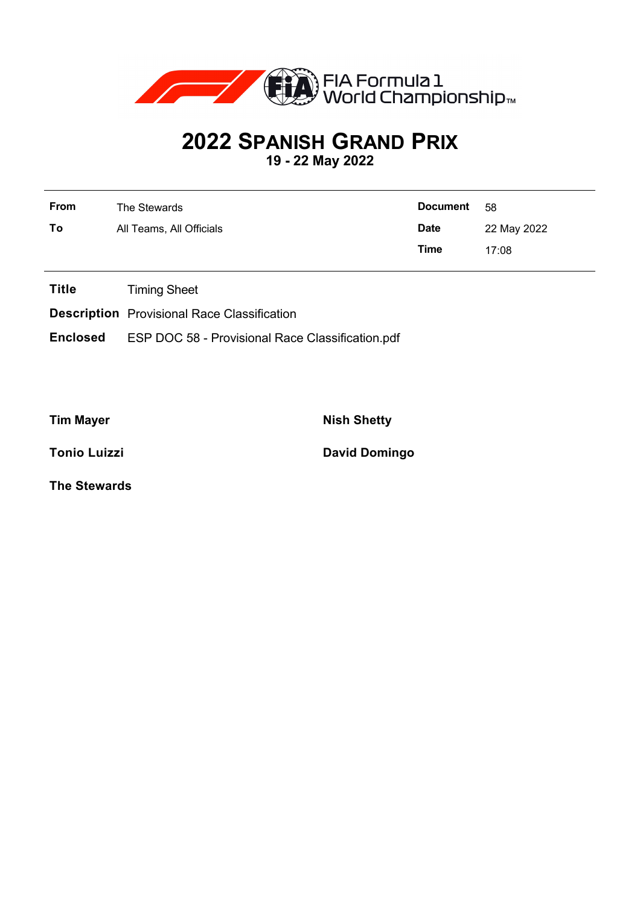FIA Formula 1 World Championship™

# 2022 SPANISH GRAND PRIX

**19 - 22 May 2022**

| | | | |
|---|---|---|---|
| **From** | The Stewards | **Document** | 58 |
| **To** | All Teams, All Officials | **Date** | 22 May 2022 |
| | | **Time** | 17:08 |

**Title** Timing Sheet

**Description** Provisional Race Classification

**Enclosed** ESP DOC 58 - Provisional Race Classification.pdf

**Tim Mayer**

**Nish Shetty**

**Tonio Luizzi**

**David Domingo**

**The Stewards**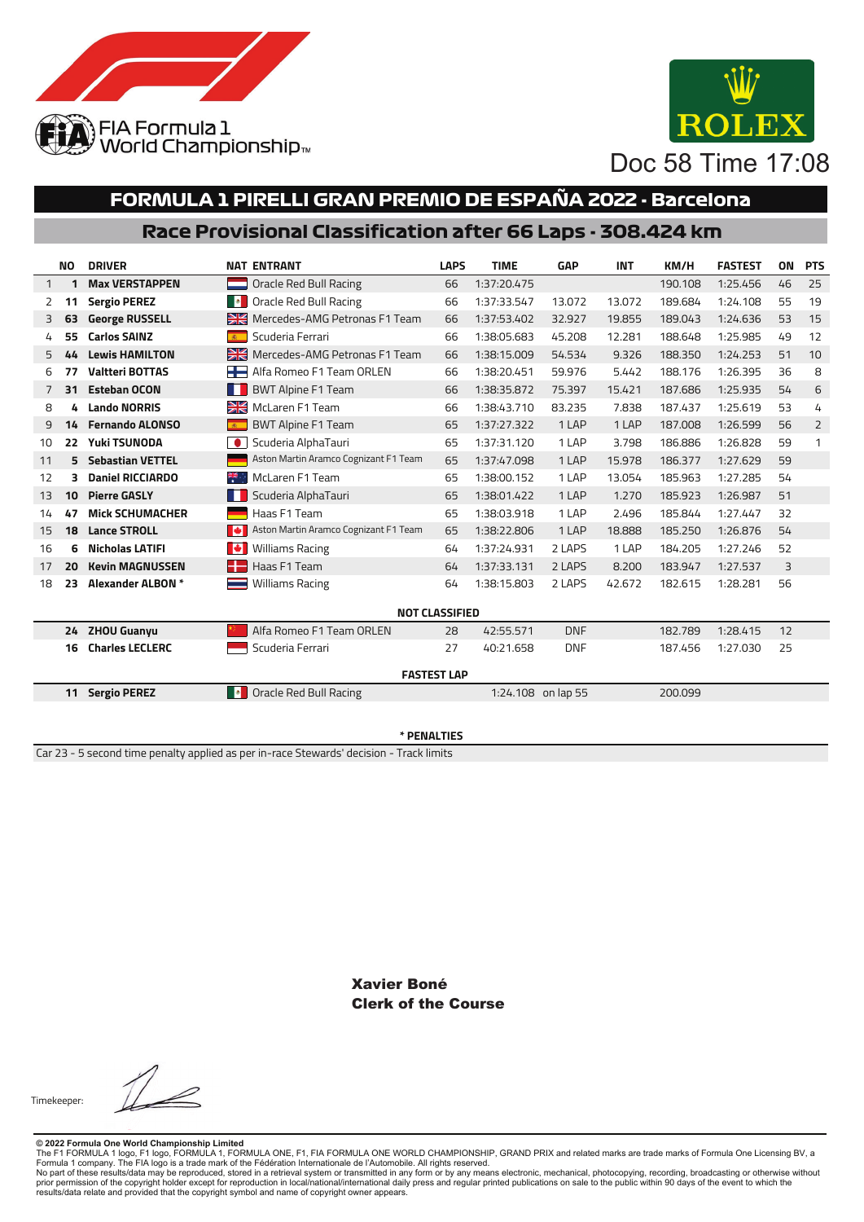FIA Formula 1 World Championship

ROLEX

Doc 58 Time 17:08

# FORMULA 1 PIRELLI GRAN PREMIO DE ESPAÑA 2022 - Barcelona

## Race Provisional Classification after 66 Laps - 308.424 km

| | NO | DRIVER | NAT | ENTRANT | LAPS | TIME | GAP | INT | KM/H | FASTEST | ON | PTS |
|---|---|---|---|---|---|---|---|---|---|---|---|---|
| 1 | 1 | **Max VERSTAPPEN** | | Oracle Red Bull Racing | 66 | 1:37:20.475 | | | 190.108 | 1:25.456 | 46 | 25 |
| 2 | 11 | **Sergio PEREZ** | | Oracle Red Bull Racing | 66 | 1:37:33.547 | 13.072 | 13.072 | 189.684 | 1:24.108 | 55 | 19 |
| 3 | 63 | **George RUSSELL** | | Mercedes-AMG Petronas F1 Team | 66 | 1:37:53.402 | 32.927 | 19.855 | 189.043 | 1:24.636 | 53 | 15 |
| 4 | 55 | **Carlos SAINZ** | | Scuderia Ferrari | 66 | 1:38:05.683 | 45.208 | 12.281 | 188.648 | 1:25.985 | 49 | 12 |
| 5 | 44 | **Lewis HAMILTON** | | Mercedes-AMG Petronas F1 Team | 66 | 1:38:15.009 | 54.534 | 9.326 | 188.350 | 1:24.253 | 51 | 10 |
| 6 | 77 | **Valtteri BOTTAS** | | Alfa Romeo F1 Team ORLEN | 66 | 1:38:20.451 | 59.976 | 5.442 | 188.176 | 1:26.395 | 36 | 8 |
| 7 | 31 | **Esteban OCON** | | BWT Alpine F1 Team | 66 | 1:38:35.872 | 75.397 | 15.421 | 187.686 | 1:25.935 | 54 | 6 |
| 8 | 4 | **Lando NORRIS** | | McLaren F1 Team | 66 | 1:38:43.710 | 83.235 | 7.838 | 187.437 | 1:25.619 | 53 | 4 |
| 9 | 14 | **Fernando ALONSO** | | BWT Alpine F1 Team | 65 | 1:37:27.322 | 1 LAP | 1 LAP | 187.008 | 1:26.599 | 56 | 2 |
| 10 | 22 | **Yuki TSUNODA** | | Scuderia AlphaTauri | 65 | 1:37:31.120 | 1 LAP | 3.798 | 186.886 | 1:26.828 | 59 | 1 |
| 11 | 5 | **Sebastian VETTEL** | | Aston Martin Aramco Cognizant F1 Team | 65 | 1:37:47.098 | 1 LAP | 15.978 | 186.377 | 1:27.629 | 59 | |
| 12 | 3 | **Daniel RICCIARDO** | | McLaren F1 Team | 65 | 1:38:00.152 | 1 LAP | 13.054 | 185.963 | 1:27.285 | 54 | |
| 13 | 10 | **Pierre GASLY** | | Scuderia AlphaTauri | 65 | 1:38:01.422 | 1 LAP | 1.270 | 185.923 | 1:26.987 | 51 | |
| 14 | 47 | **Mick SCHUMACHER** | | Haas F1 Team | 65 | 1:38:03.918 | 1 LAP | 2.496 | 185.844 | 1:27.447 | 32 | |
| 15 | 18 | **Lance STROLL** | | Aston Martin Aramco Cognizant F1 Team | 65 | 1:38:22.806 | 1 LAP | 18.888 | 185.250 | 1:26.876 | 54 | |
| 16 | 6 | **Nicholas LATIFI** | | Williams Racing | 64 | 1:37:24.931 | 2 LAPS | 1 LAP | 184.205 | 1:27.246 | 52 | |
| 17 | 20 | **Kevin MAGNUSSEN** | | Haas F1 Team | 64 | 1:37:33.131 | 2 LAPS | 8.200 | 183.947 | 1:27.537 | 3 | |
| 18 | 23 | **Alexander ALBON** * | | Williams Racing | 64 | 1:38:15.803 | 2 LAPS | 42.672 | 182.615 | 1:28.281 | 56 | |

**NOT CLASSIFIED**

| NO | DRIVER | NAT | ENTRANT | LAPS | TIME | GAP | KM/H | FASTEST | ON |
|---|---|---|---|---|---|---|---|---|---|
| 24 | **ZHOU Guanyu** | | Alfa Romeo F1 Team ORLEN | 28 | 42:55.571 | DNF | 182.789 | 1:28.415 | 12 |
| 16 | **Charles LECLERC** | | Scuderia Ferrari | 27 | 40:21.658 | DNF | 187.456 | 1:27.030 | 25 |

**FASTEST LAP**

| NO | DRIVER | NAT | ENTRANT | TIME | LAP | KM/H |
|---|---|---|---|---|---|---|
| 11 | **Sergio PEREZ** | | Oracle Red Bull Racing | 1:24.108 | on lap 55 | 200.099 |

**\* PENALTIES**

Car 23 - 5 second time penalty applied as per in-race Stewards' decision - Track limits

**Xavier Boné**
**Clerk of the Course**

Timekeeper:

**© 2022 Formula One World Championship Limited**
The F1 FORMULA 1 logo, F1 logo, FORMULA 1, FORMULA ONE, F1, FIA FORMULA ONE WORLD CHAMPIONSHIP, GRAND PRIX and related marks are trade marks of Formula One Licensing BV, a Formula 1 company. The FIA logo is a trade mark of the Fédération Internationale de l'Automobile. All rights reserved.
No part of these results/data may be reproduced, stored in a retrieval system or transmitted in any form or by any means electronic, mechanical, photocopying, recording, broadcasting or otherwise without prior permission of the copyright holder except for reproduction in local/national/international daily press and regular printed publications on sale to the public within 90 days of the event to which the results/data relate and provided that the copyright symbol and name of copyright owner appears.